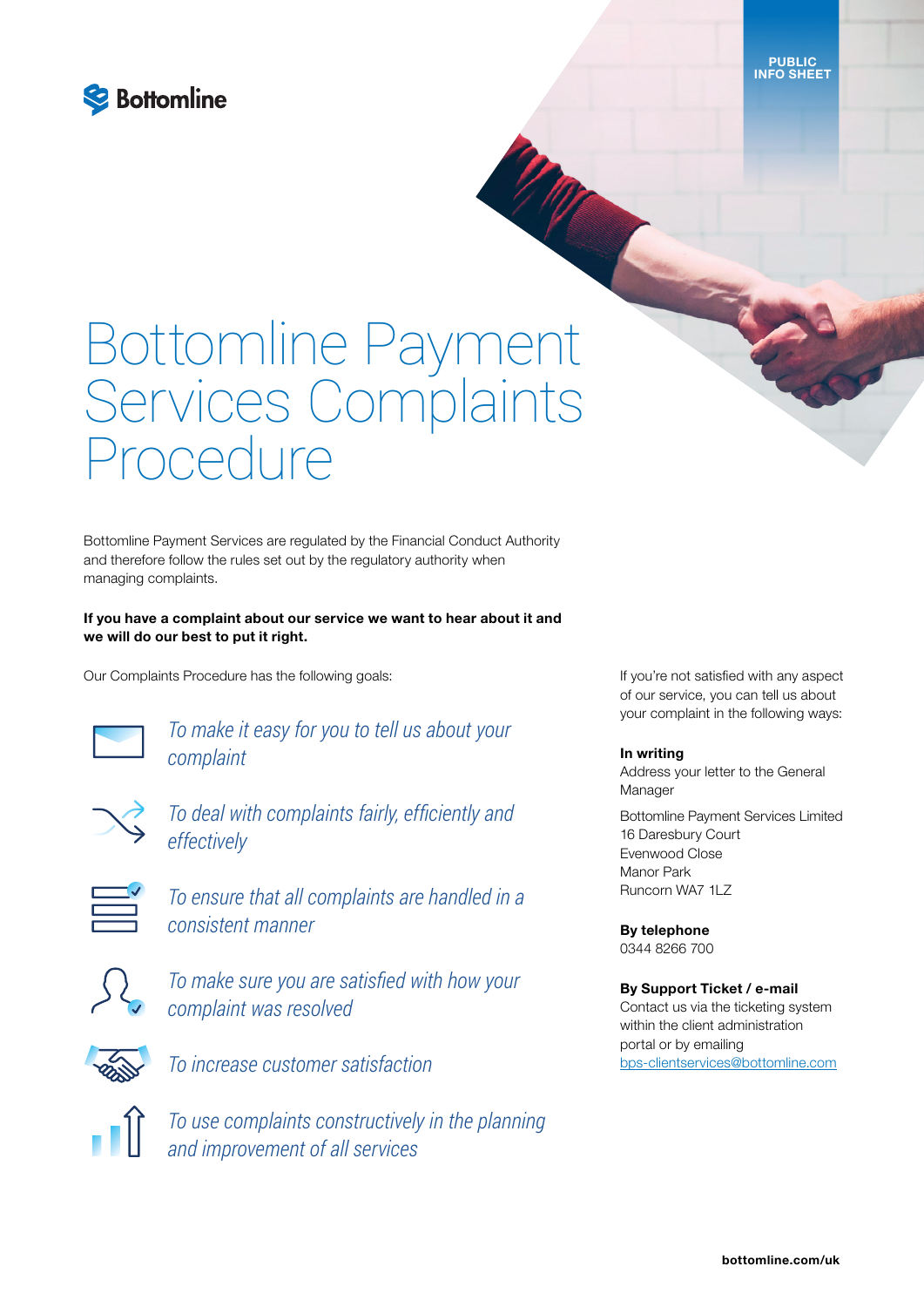Bottomline

PUBLIC INFO SHEET

# Bottomline Payment Services Complaints Procedure

Bottomline Payment Services are regulated by the Financial Conduct Authority and therefore follow the rules set out by the regulatory authority when managing complaints.

**If you have a complaint about our service we want to hear about it and we will do our best to put it right.**

Our Complaints Procedure has the following goals:

- *To make it easy for you to tell us about your complaint*
- *To deal with complaints fairly, efficiently and effectively*
- *To ensure that all complaints are handled in a consistent manner*
- *To make sure you are satisfied with how your complaint was resolved*
- *To increase customer satisfaction*
- *To use complaints constructively in the planning and improvement of all services*

If you're not satisfied with any aspect of our service, you can tell us about your complaint in the following ways:

**In writing**
Address your letter to the General Manager

Bottomline Payment Services Limited
16 Daresbury Court
Evenwood Close
Manor Park
Runcorn WA7 1LZ

**By telephone**
0344 8266 700

**By Support Ticket / e-mail**
Contact us via the ticketing system within the client administration portal or by emailing bps-clientservices@bottomline.com

bottomline.com/uk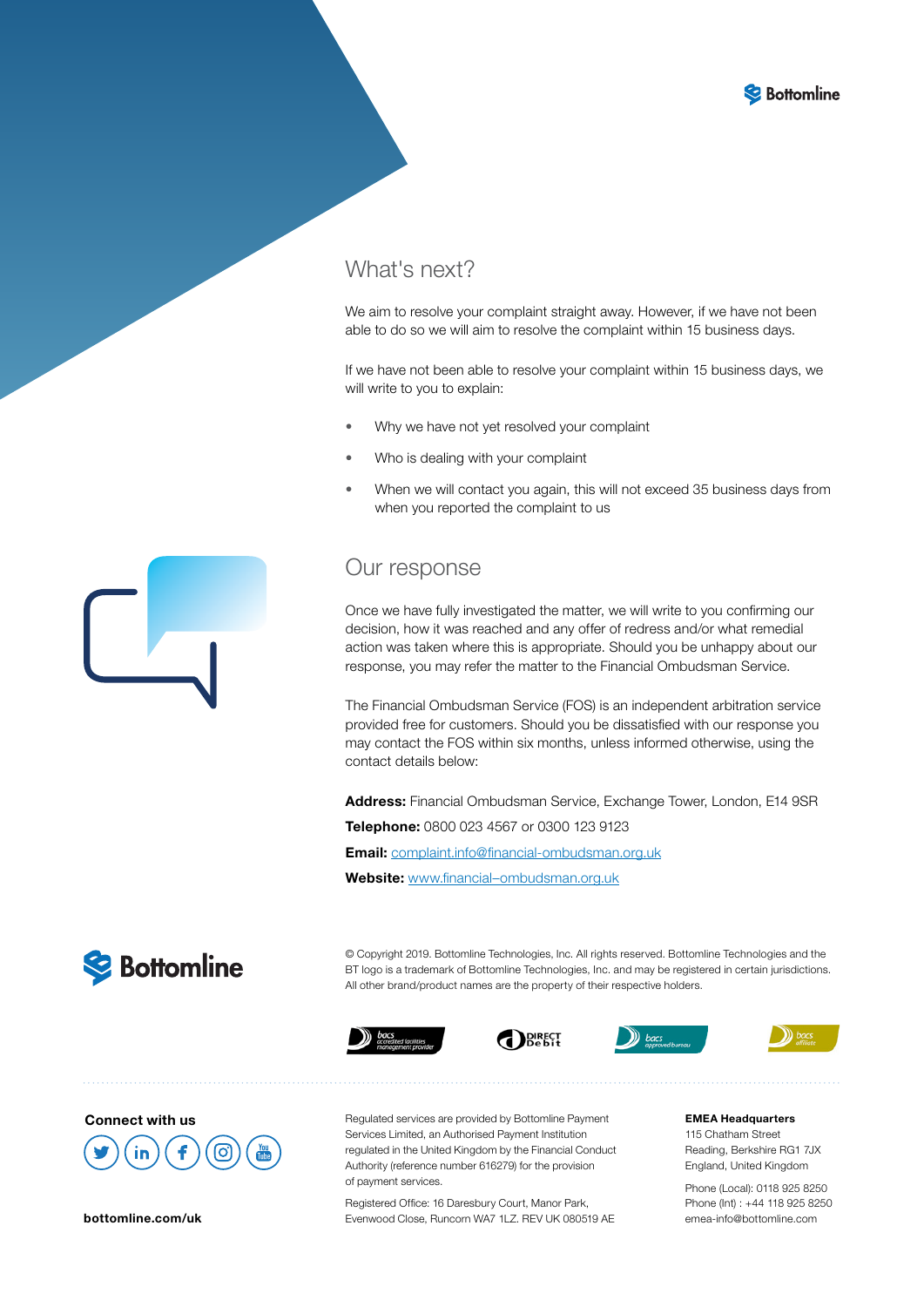## What's next?

We aim to resolve your complaint straight away. However, if we have not been able to do so we will aim to resolve the complaint within 15 business days.

If we have not been able to resolve your complaint within 15 business days, we will write to you to explain:

- Why we have not yet resolved your complaint
- Who is dealing with your complaint
- When we will contact you again, this will not exceed 35 business days from when you reported the complaint to us

## Our response

Once we have fully investigated the matter, we will write to you confirming our decision, how it was reached and any offer of redress and/or what remedial action was taken where this is appropriate. Should you be unhappy about our response, you may refer the matter to the Financial Ombudsman Service.

The Financial Ombudsman Service (FOS) is an independent arbitration service provided free for customers. Should you be dissatisfied with our response you may contact the FOS within six months, unless informed otherwise, using the contact details below:

**Address:** Financial Ombudsman Service, Exchange Tower, London, E14 9SR

**Telephone:** 0800 023 4567 or 0300 123 9123

**Email:** complaint.info@financial-ombudsman.org.uk

**Website:** www.financial–ombudsman.org.uk

© Copyright 2019. Bottomline Technologies, Inc. All rights reserved. Bottomline Technologies and the BT logo is a trademark of Bottomline Technologies, Inc. and may be registered in certain jurisdictions. All other brand/product names are the property of their respective holders.

**Connect with us**

**bottomline.com/uk**

Regulated services are provided by Bottomline Payment Services Limited, an Authorised Payment Institution regulated in the United Kingdom by the Financial Conduct Authority (reference number 616279) for the provision of payment services.

Registered Office: 16 Daresbury Court, Manor Park, Evenwood Close, Runcorn WA7 1LZ. REV UK 080519 AE

**EMEA Headquarters**
115 Chatham Street
Reading, Berkshire RG1 7JX
England, United Kingdom

Phone (Local): 0118 925 8250
Phone (Int) : +44 118 925 8250
emea-info@bottomline.com